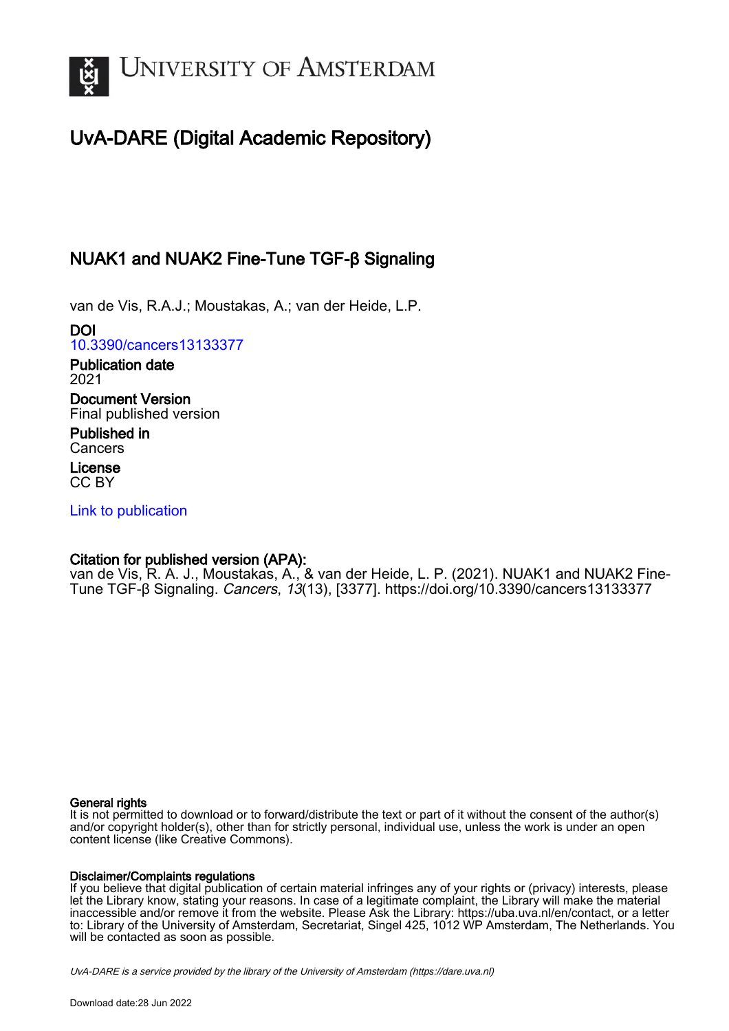UNIVERSITY OF AMSTERDAM

# UvA-DARE (Digital Academic Repository)

## NUAK1 and NUAK2 Fine-Tune TGF-β Signaling

van de Vis, R.A.J.; Moustakas, A.; van der Heide, L.P.

**DOI**
10.3390/cancers13133377

**Publication date**
2021

**Document Version**
Final published version

**Published in**
Cancers

**License**
CC BY

Link to publication

**Citation for published version (APA):**
van de Vis, R. A. J., Moustakas, A., & van der Heide, L. P. (2021). NUAK1 and NUAK2 Fine-Tune TGF-β Signaling. *Cancers*, *13*(13), [3377]. https://doi.org/10.3390/cancers13133377

**General rights**
It is not permitted to download or to forward/distribute the text or part of it without the consent of the author(s) and/or copyright holder(s), other than for strictly personal, individual use, unless the work is under an open content license (like Creative Commons).

**Disclaimer/Complaints regulations**
If you believe that digital publication of certain material infringes any of your rights or (privacy) interests, please let the Library know, stating your reasons. In case of a legitimate complaint, the Library will make the material inaccessible and/or remove it from the website. Please Ask the Library: https://uba.uva.nl/en/contact, or a letter to: Library of the University of Amsterdam, Secretariat, Singel 425, 1012 WP Amsterdam, The Netherlands. You will be contacted as soon as possible.

*UvA-DARE is a service provided by the library of the University of Amsterdam (https://dare.uva.nl)*

Download date:28 Jun 2022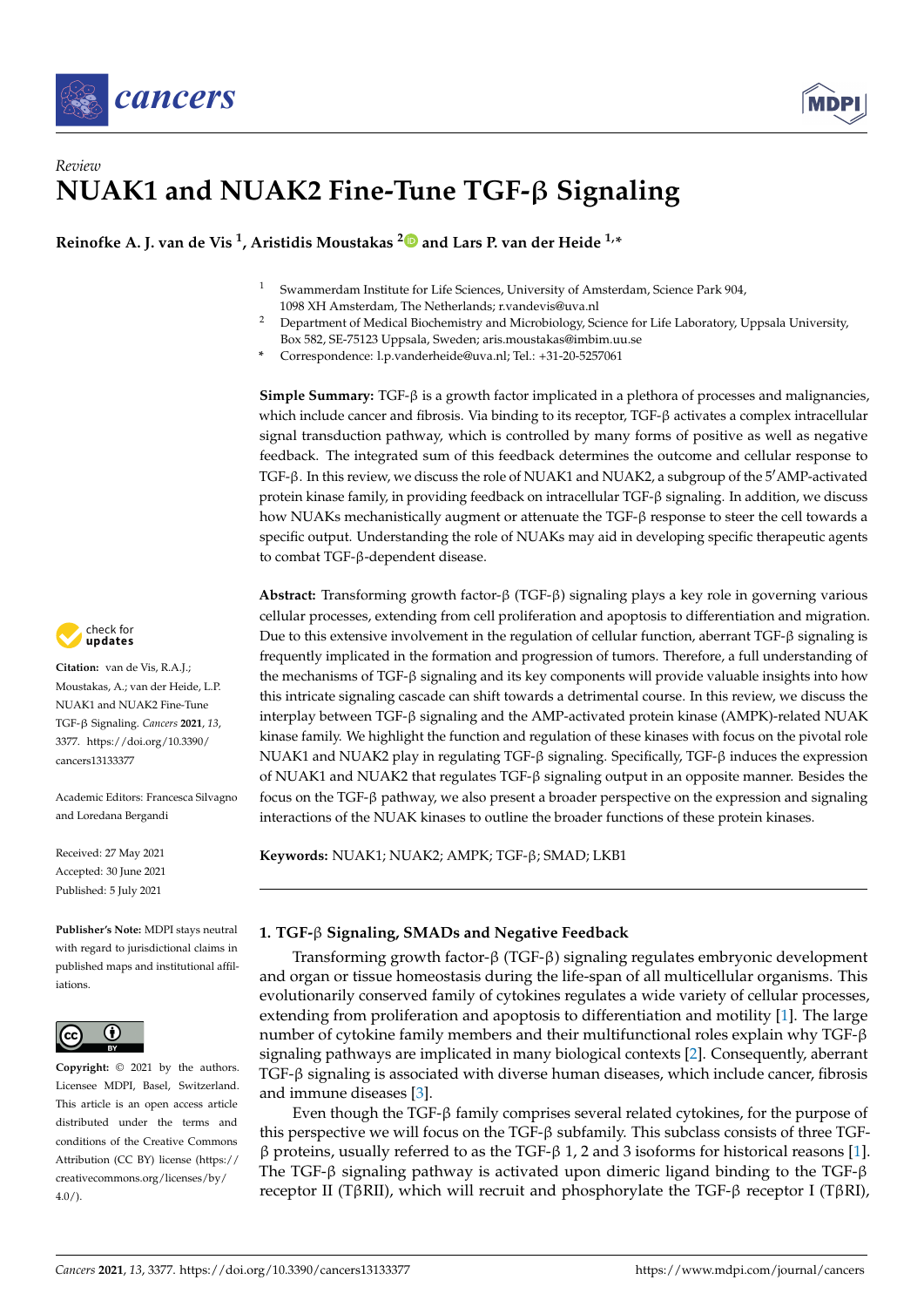Review

# NUAK1 and NUAK2 Fine-Tune TGF-β Signaling

**Reinofke A. J. van de Vis [1], Aristidis Moustakas [2] and Lars P. van der Heide [1,*]**

[1] Swammerdam Institute for Life Sciences, University of Amsterdam, Science Park 904, 1098 XH Amsterdam, The Netherlands; r.vandevis@uva.nl

[2] Department of Medical Biochemistry and Microbiology, Science for Life Laboratory, Uppsala University, Box 582, SE-75123 Uppsala, Sweden; aris.moustakas@imbim.uu.se

\* Correspondence: l.p.vanderheide@uva.nl; Tel.: +31-20-5257061

**Simple Summary:** TGF-β is a growth factor implicated in a plethora of processes and malignancies, which include cancer and fibrosis. Via binding to its receptor, TGF-β activates a complex intracellular signal transduction pathway, which is controlled by many forms of positive as well as negative feedback. The integrated sum of this feedback determines the outcome and cellular response to TGF-β. In this review, we discuss the role of NUAK1 and NUAK2, a subgroup of the 5′AMP-activated protein kinase family, in providing feedback on intracellular TGF-β signaling. In addition, we discuss how NUAKs mechanistically augment or attenuate the TGF-β response to steer the cell towards a specific output. Understanding the role of NUAKs may aid in developing specific therapeutic agents to combat TGF-β-dependent disease.

**Abstract:** Transforming growth factor-β (TGF-β) signaling plays a key role in governing various cellular processes, extending from cell proliferation and apoptosis to differentiation and migration. Due to this extensive involvement in the regulation of cellular function, aberrant TGF-β signaling is frequently implicated in the formation and progression of tumors. Therefore, a full understanding of the mechanisms of TGF-β signaling and its key components will provide valuable insights into how this intricate signaling cascade can shift towards a detrimental course. In this review, we discuss the interplay between TGF-β signaling and the AMP-activated protein kinase (AMPK)-related NUAK kinase family. We highlight the function and regulation of these kinases with focus on the pivotal role NUAK1 and NUAK2 play in regulating TGF-β signaling. Specifically, TGF-β induces the expression of NUAK1 and NUAK2 that regulates TGF-β signaling output in an opposite manner. Besides the focus on the TGF-β pathway, we also present a broader perspective on the expression and signaling interactions of the NUAK kinases to outline the broader functions of these protein kinases.

**Keywords:** NUAK1; NUAK2; AMPK; TGF-β; SMAD; LKB1

**Citation:** van de Vis, R.A.J.; Moustakas, A.; van der Heide, L.P. NUAK1 and NUAK2 Fine-Tune TGF-β Signaling. *Cancers* **2021**, *13*, 3377. https://doi.org/10.3390/cancers13133377

Academic Editors: Francesca Silvagno and Loredana Bergandi

Received: 27 May 2021
Accepted: 30 June 2021
Published: 5 July 2021

**Publisher's Note:** MDPI stays neutral with regard to jurisdictional claims in published maps and institutional affiliations.

**Copyright:** © 2021 by the authors. Licensee MDPI, Basel, Switzerland. This article is an open access article distributed under the terms and conditions of the Creative Commons Attribution (CC BY) license (https://creativecommons.org/licenses/by/4.0/).

## 1. TGF-β Signaling, SMADs and Negative Feedback

Transforming growth factor-β (TGF-β) signaling regulates embryonic development and organ or tissue homeostasis during the life-span of all multicellular organisms. This evolutionarily conserved family of cytokines regulates a wide variety of cellular processes, extending from proliferation and apoptosis to differentiation and motility [1]. The large number of cytokine family members and their multifunctional roles explain why TGF-β signaling pathways are implicated in many biological contexts [2]. Consequently, aberrant TGF-β signaling is associated with diverse human diseases, which include cancer, fibrosis and immune diseases [3].

Even though the TGF-β family comprises several related cytokines, for the purpose of this perspective we will focus on the TGF-β subfamily. This subclass consists of three TGF-β proteins, usually referred to as the TGF-β 1, 2 and 3 isoforms for historical reasons [1]. The TGF-β signaling pathway is activated upon dimeric ligand binding to the TGF-β receptor II (TβRII), which will recruit and phosphorylate the TGF-β receptor I (TβRI),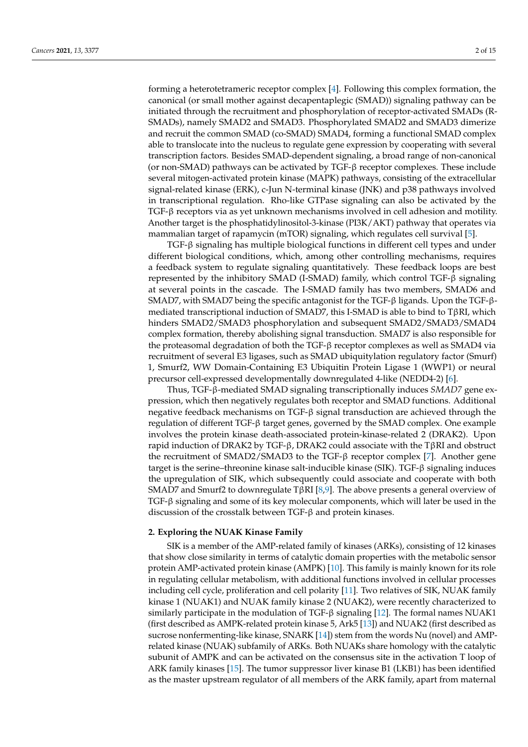forming a heterotetrameric receptor complex [4]. Following this complex formation, the canonical (or small mother against decapentaplegic (SMAD)) signaling pathway can be initiated through the recruitment and phosphorylation of receptor-activated SMADs (R-SMADs), namely SMAD2 and SMAD3. Phosphorylated SMAD2 and SMAD3 dimerize and recruit the common SMAD (co-SMAD) SMAD4, forming a functional SMAD complex able to translocate into the nucleus to regulate gene expression by cooperating with several transcription factors. Besides SMAD-dependent signaling, a broad range of non-canonical (or non-SMAD) pathways can be activated by TGF-β receptor complexes. These include several mitogen-activated protein kinase (MAPK) pathways, consisting of the extracellular signal-related kinase (ERK), c-Jun N-terminal kinase (JNK) and p38 pathways involved in transcriptional regulation. Rho-like GTPase signaling can also be activated by the TGF-β receptors via as yet unknown mechanisms involved in cell adhesion and motility. Another target is the phosphatidylinositol-3-kinase (PI3K/AKT) pathway that operates via mammalian target of rapamycin (mTOR) signaling, which regulates cell survival [5].

TGF-β signaling has multiple biological functions in different cell types and under different biological conditions, which, among other controlling mechanisms, requires a feedback system to regulate signaling quantitatively. These feedback loops are best represented by the inhibitory SMAD (I-SMAD) family, which control TGF-β signaling at several points in the cascade. The I-SMAD family has two members, SMAD6 and SMAD7, with SMAD7 being the specific antagonist for the TGF-β ligands. Upon the TGF-β-mediated transcriptional induction of SMAD7, this I-SMAD is able to bind to TβRI, which hinders SMAD2/SMAD3 phosphorylation and subsequent SMAD2/SMAD3/SMAD4 complex formation, thereby abolishing signal transduction. SMAD7 is also responsible for the proteasomal degradation of both the TGF-β receptor complexes as well as SMAD4 via recruitment of several E3 ligases, such as SMAD ubiquitylation regulatory factor (Smurf) 1, Smurf2, WW Domain-Containing E3 Ubiquitin Protein Ligase 1 (WWP1) or neural precursor cell-expressed developmentally downregulated 4-like (NEDD4-2) [6].

Thus, TGF-β-mediated SMAD signaling transcriptionally induces *SMAD7* gene expression, which then negatively regulates both receptor and SMAD functions. Additional negative feedback mechanisms on TGF-β signal transduction are achieved through the regulation of different TGF-β target genes, governed by the SMAD complex. One example involves the protein kinase death-associated protein-kinase-related 2 (DRAK2). Upon rapid induction of DRAK2 by TGF-β, DRAK2 could associate with the TβRI and obstruct the recruitment of SMAD2/SMAD3 to the TGF-β receptor complex [7]. Another gene target is the serine–threonine kinase salt-inducible kinase (SIK). TGF-β signaling induces the upregulation of SIK, which subsequently could associate and cooperate with both SMAD7 and Smurf2 to downregulate TβRI [8,9]. The above presents a general overview of TGF-β signaling and some of its key molecular components, which will later be used in the discussion of the crosstalk between TGF-β and protein kinases.

## 2. Exploring the NUAK Kinase Family

SIK is a member of the AMP-related family of kinases (ARKs), consisting of 12 kinases that show close similarity in terms of catalytic domain properties with the metabolic sensor protein AMP-activated protein kinase (AMPK) [10]. This family is mainly known for its role in regulating cellular metabolism, with additional functions involved in cellular processes including cell cycle, proliferation and cell polarity [11]. Two relatives of SIK, NUAK family kinase 1 (NUAK1) and NUAK family kinase 2 (NUAK2), were recently characterized to similarly participate in the modulation of TGF-β signaling [12]. The formal names NUAK1 (first described as AMPK-related protein kinase 5, Ark5 [13]) and NUAK2 (first described as sucrose nonfermenting-like kinase, SNARK [14]) stem from the words Nu (novel) and AMP-related kinase (NUAK) subfamily of ARKs. Both NUAKs share homology with the catalytic subunit of AMPK and can be activated on the consensus site in the activation T loop of ARK family kinases [15]. The tumor suppressor liver kinase B1 (LKB1) has been identified as the master upstream regulator of all members of the ARK family, apart from maternal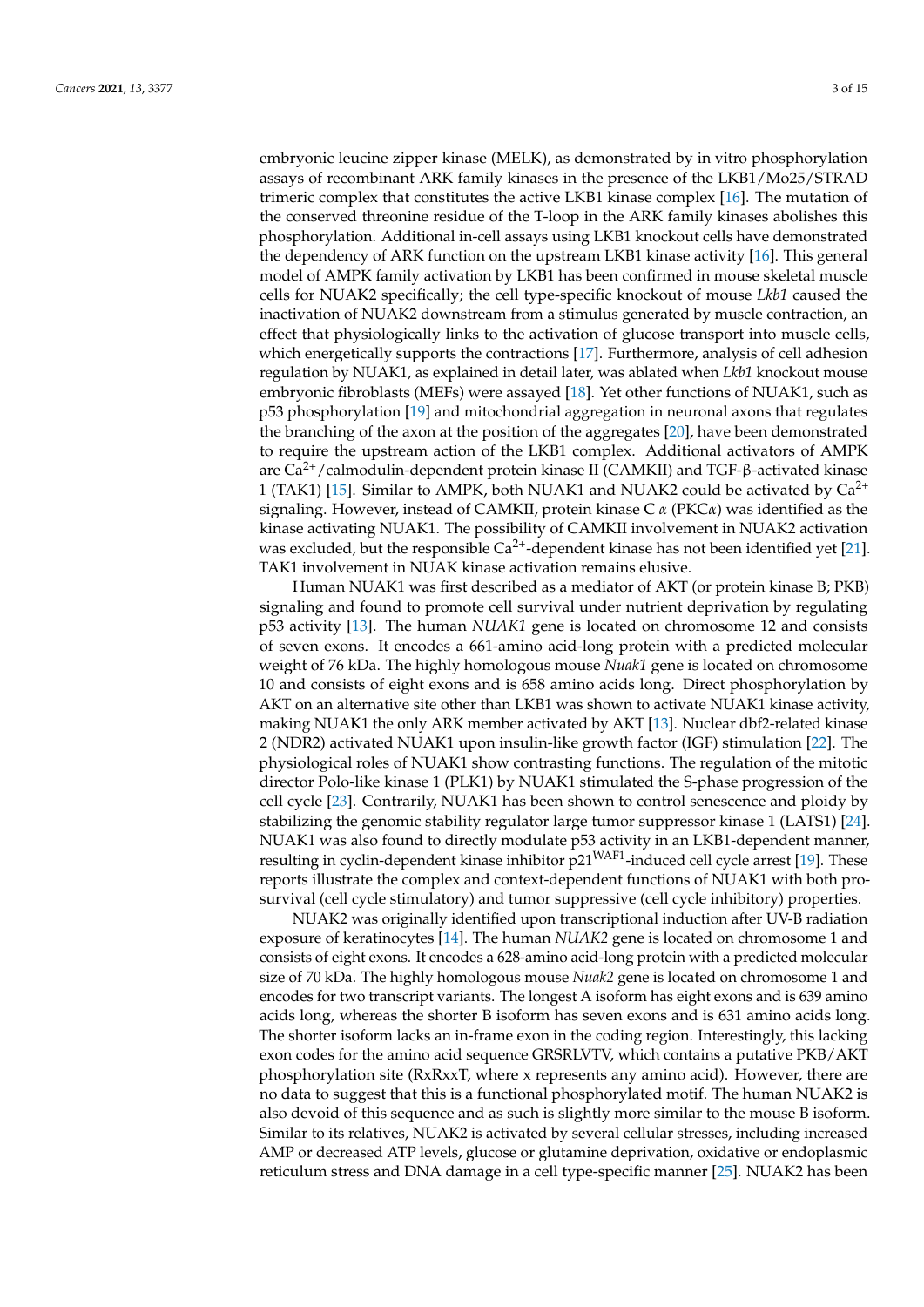embryonic leucine zipper kinase (MELK), as demonstrated by in vitro phosphorylation assays of recombinant ARK family kinases in the presence of the LKB1/Mo25/STRAD trimeric complex that constitutes the active LKB1 kinase complex [16]. The mutation of the conserved threonine residue of the T-loop in the ARK family kinases abolishes this phosphorylation. Additional in-cell assays using LKB1 knockout cells have demonstrated the dependency of ARK function on the upstream LKB1 kinase activity [16]. This general model of AMPK family activation by LKB1 has been confirmed in mouse skeletal muscle cells for NUAK2 specifically; the cell type-specific knockout of mouse *Lkb1* caused the inactivation of NUAK2 downstream from a stimulus generated by muscle contraction, an effect that physiologically links to the activation of glucose transport into muscle cells, which energetically supports the contractions [17]. Furthermore, analysis of cell adhesion regulation by NUAK1, as explained in detail later, was ablated when *Lkb1* knockout mouse embryonic fibroblasts (MEFs) were assayed [18]. Yet other functions of NUAK1, such as p53 phosphorylation [19] and mitochondrial aggregation in neuronal axons that regulates the branching of the axon at the position of the aggregates [20], have been demonstrated to require the upstream action of the LKB1 complex. Additional activators of AMPK are $Ca^{2+}$/calmodulin-dependent protein kinase II (CAMKII) and TGF-β-activated kinase 1 (TAK1) [15]. Similar to AMPK, both NUAK1 and NUAK2 could be activated by $Ca^{2+}$ signaling. However, instead of CAMKII, protein kinase C *α* (PKC*α*) was identified as the kinase activating NUAK1. The possibility of CAMKII involvement in NUAK2 activation was excluded, but the responsible $Ca^{2+}$-dependent kinase has not been identified yet [21]. TAK1 involvement in NUAK kinase activation remains elusive.

Human NUAK1 was first described as a mediator of AKT (or protein kinase B; PKB) signaling and found to promote cell survival under nutrient deprivation by regulating p53 activity [13]. The human *NUAK1* gene is located on chromosome 12 and consists of seven exons. It encodes a 661-amino acid-long protein with a predicted molecular weight of 76 kDa. The highly homologous mouse *Nuak1* gene is located on chromosome 10 and consists of eight exons and is 658 amino acids long. Direct phosphorylation by AKT on an alternative site other than LKB1 was shown to activate NUAK1 kinase activity, making NUAK1 the only ARK member activated by AKT [13]. Nuclear dbf2-related kinase 2 (NDR2) activated NUAK1 upon insulin-like growth factor (IGF) stimulation [22]. The physiological roles of NUAK1 show contrasting functions. The regulation of the mitotic director Polo-like kinase 1 (PLK1) by NUAK1 stimulated the S-phase progression of the cell cycle [23]. Contrarily, NUAK1 has been shown to control senescence and ploidy by stabilizing the genomic stability regulator large tumor suppressor kinase 1 (LATS1) [24]. NUAK1 was also found to directly modulate p53 activity in an LKB1-dependent manner, resulting in cyclin-dependent kinase inhibitor $p21^{WAF1}$-induced cell cycle arrest [19]. These reports illustrate the complex and context-dependent functions of NUAK1 with both pro-survival (cell cycle stimulatory) and tumor suppressive (cell cycle inhibitory) properties.

NUAK2 was originally identified upon transcriptional induction after UV-B radiation exposure of keratinocytes [14]. The human *NUAK2* gene is located on chromosome 1 and consists of eight exons. It encodes a 628-amino acid-long protein with a predicted molecular size of 70 kDa. The highly homologous mouse *Nuak2* gene is located on chromosome 1 and encodes for two transcript variants. The longest A isoform has eight exons and is 639 amino acids long, whereas the shorter B isoform has seven exons and is 631 amino acids long. The shorter isoform lacks an in-frame exon in the coding region. Interestingly, this lacking exon codes for the amino acid sequence GRSRLVTV, which contains a putative PKB/AKT phosphorylation site (RxRxxT, where x represents any amino acid). However, there are no data to suggest that this is a functional phosphorylated motif. The human NUAK2 is also devoid of this sequence and as such is slightly more similar to the mouse B isoform. Similar to its relatives, NUAK2 is activated by several cellular stresses, including increased AMP or decreased ATP levels, glucose or glutamine deprivation, oxidative or endoplasmic reticulum stress and DNA damage in a cell type-specific manner [25]. NUAK2 has been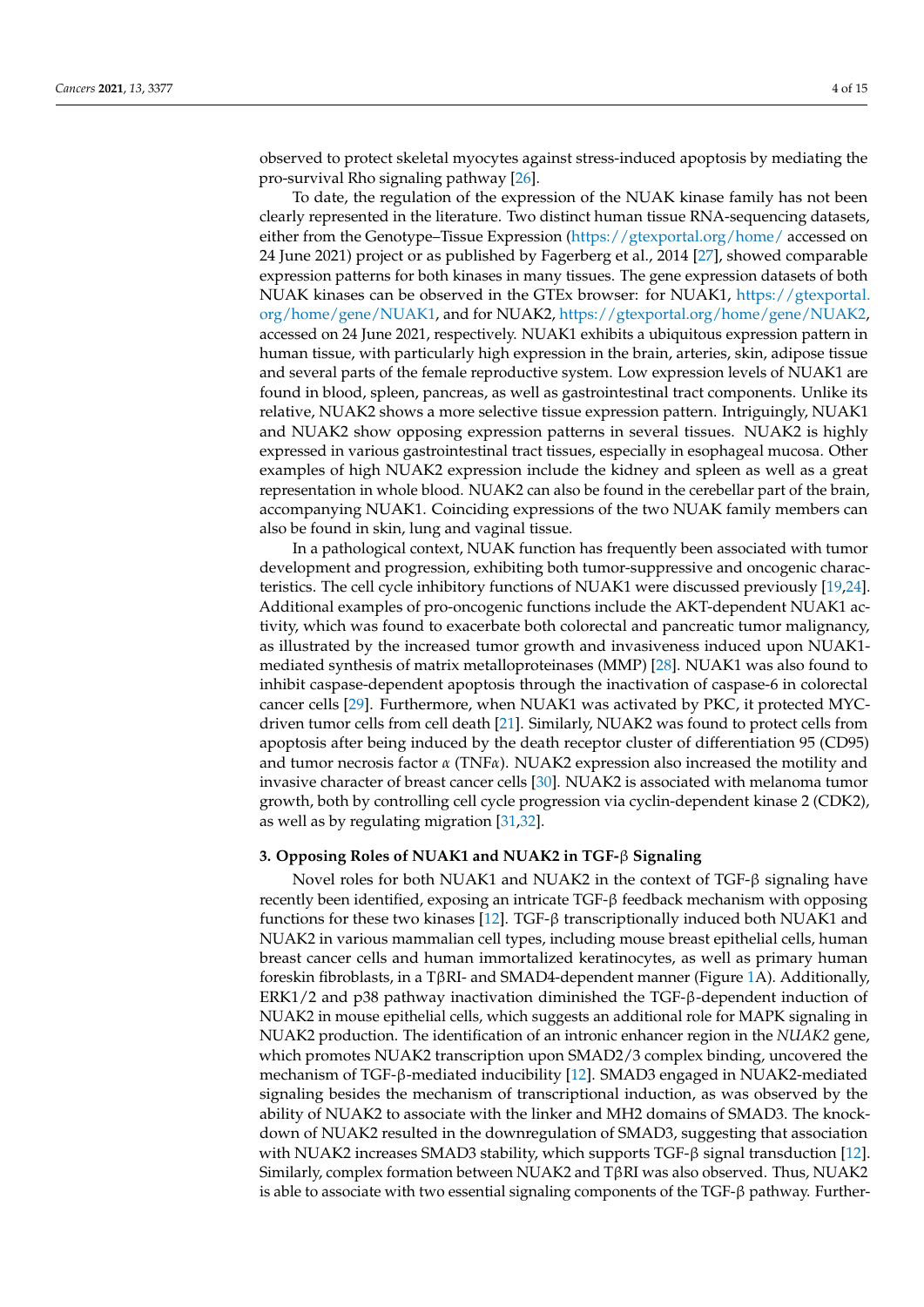observed to protect skeletal myocytes against stress-induced apoptosis by mediating the pro-survival Rho signaling pathway [26].

To date, the regulation of the expression of the NUAK kinase family has not been clearly represented in the literature. Two distinct human tissue RNA-sequencing datasets, either from the Genotype–Tissue Expression (https://gtexportal.org/home/ accessed on 24 June 2021) project or as published by Fagerberg et al., 2014 [27], showed comparable expression patterns for both kinases in many tissues. The gene expression datasets of both NUAK kinases can be observed in the GTEx browser: for NUAK1, https://gtexportal.org/home/gene/NUAK1, and for NUAK2, https://gtexportal.org/home/gene/NUAK2, accessed on 24 June 2021, respectively. NUAK1 exhibits a ubiquitous expression pattern in human tissue, with particularly high expression in the brain, arteries, skin, adipose tissue and several parts of the female reproductive system. Low expression levels of NUAK1 are found in blood, spleen, pancreas, as well as gastrointestinal tract components. Unlike its relative, NUAK2 shows a more selective tissue expression pattern. Intriguingly, NUAK1 and NUAK2 show opposing expression patterns in several tissues. NUAK2 is highly expressed in various gastrointestinal tract tissues, especially in esophageal mucosa. Other examples of high NUAK2 expression include the kidney and spleen as well as a great representation in whole blood. NUAK2 can also be found in the cerebellar part of the brain, accompanying NUAK1. Coinciding expressions of the two NUAK family members can also be found in skin, lung and vaginal tissue.

In a pathological context, NUAK function has frequently been associated with tumor development and progression, exhibiting both tumor-suppressive and oncogenic characteristics. The cell cycle inhibitory functions of NUAK1 were discussed previously [19,24]. Additional examples of pro-oncogenic functions include the AKT-dependent NUAK1 activity, which was found to exacerbate both colorectal and pancreatic tumor malignancy, as illustrated by the increased tumor growth and invasiveness induced upon NUAK1-mediated synthesis of matrix metalloproteinases (MMP) [28]. NUAK1 was also found to inhibit caspase-dependent apoptosis through the inactivation of caspase-6 in colorectal cancer cells [29]. Furthermore, when NUAK1 was activated by PKC, it protected MYC-driven tumor cells from cell death [21]. Similarly, NUAK2 was found to protect cells from apoptosis after being induced by the death receptor cluster of differentiation 95 (CD95) and tumor necrosis factor $\alpha$ (TNF$\alpha$). NUAK2 expression also increased the motility and invasive character of breast cancer cells [30]. NUAK2 is associated with melanoma tumor growth, both by controlling cell cycle progression via cyclin-dependent kinase 2 (CDK2), as well as by regulating migration [31,32].

## 3. Opposing Roles of NUAK1 and NUAK2 in TGF-β Signaling

Novel roles for both NUAK1 and NUAK2 in the context of TGF-β signaling have recently been identified, exposing an intricate TGF-β feedback mechanism with opposing functions for these two kinases [12]. TGF-β transcriptionally induced both NUAK1 and NUAK2 in various mammalian cell types, including mouse breast epithelial cells, human breast cancer cells and human immortalized keratinocytes, as well as primary human foreskin fibroblasts, in a TβRI- and SMAD4-dependent manner (Figure 1A). Additionally, ERK1/2 and p38 pathway inactivation diminished the TGF-β-dependent induction of NUAK2 in mouse epithelial cells, which suggests an additional role for MAPK signaling in NUAK2 production. The identification of an intronic enhancer region in the *NUAK2* gene, which promotes NUAK2 transcription upon SMAD2/3 complex binding, uncovered the mechanism of TGF-β-mediated inducibility [12]. SMAD3 engaged in NUAK2-mediated signaling besides the mechanism of transcriptional induction, as was observed by the ability of NUAK2 to associate with the linker and MH2 domains of SMAD3. The knockdown of NUAK2 resulted in the downregulation of SMAD3, suggesting that association with NUAK2 increases SMAD3 stability, which supports TGF-β signal transduction [12]. Similarly, complex formation between NUAK2 and TβRI was also observed. Thus, NUAK2 is able to associate with two essential signaling components of the TGF-β pathway. Further-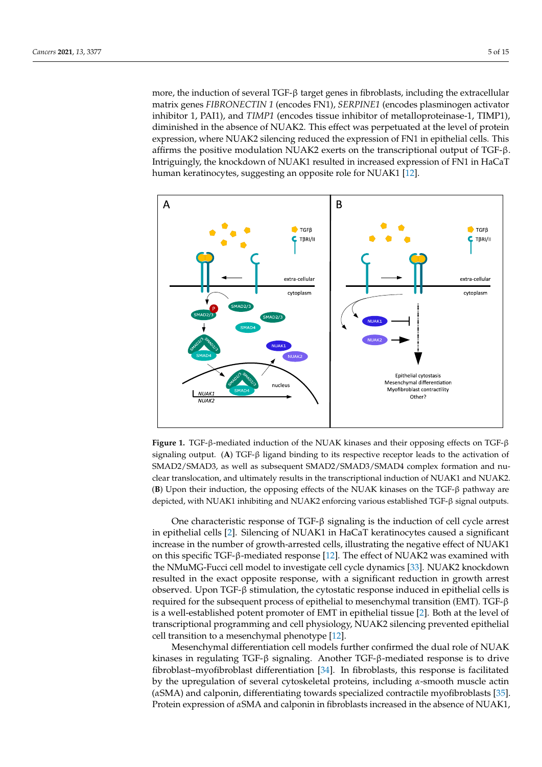more, the induction of several TGF-β target genes in fibroblasts, including the extracellular matrix genes *FIBRONECTIN 1* (encodes FN1), *SERPINE1* (encodes plasminogen activator inhibitor 1, PAI1), and *TIMP1* (encodes tissue inhibitor of metalloproteinase-1, TIMP1), diminished in the absence of NUAK2. This effect was perpetuated at the level of protein expression, where NUAK2 silencing reduced the expression of FN1 in epithelial cells. This affirms the positive modulation NUAK2 exerts on the transcriptional output of TGF-β. Intriguingly, the knockdown of NUAK1 resulted in increased expression of FN1 in HaCaT human keratinocytes, suggesting an opposite role for NUAK1 [12].

**Figure 1.** TGF-β-mediated induction of the NUAK kinases and their opposing effects on TGF-β signaling output. (**A**) TGF-β ligand binding to its respective receptor leads to the activation of SMAD2/SMAD3, as well as subsequent SMAD2/SMAD3/SMAD4 complex formation and nuclear translocation, and ultimately results in the transcriptional induction of NUAK1 and NUAK2. (**B**) Upon their induction, the opposing effects of the NUAK kinases on the TGF-β pathway are depicted, with NUAK1 inhibiting and NUAK2 enforcing various established TGF-β signal outputs.

One characteristic response of TGF-β signaling is the induction of cell cycle arrest in epithelial cells [2]. Silencing of NUAK1 in HaCaT keratinocytes caused a significant increase in the number of growth-arrested cells, illustrating the negative effect of NUAK1 on this specific TGF-β-mediated response [12]. The effect of NUAK2 was examined with the NMuMG-Fucci cell model to investigate cell cycle dynamics [33]. NUAK2 knockdown resulted in the exact opposite response, with a significant reduction in growth arrest observed. Upon TGF-β stimulation, the cytostatic response induced in epithelial cells is required for the subsequent process of epithelial to mesenchymal transition (EMT). TGF-β is a well-established potent promoter of EMT in epithelial tissue [2]. Both at the level of transcriptional programming and cell physiology, NUAK2 silencing prevented epithelial cell transition to a mesenchymal phenotype [12].

Mesenchymal differentiation cell models further confirmed the dual role of NUAK kinases in regulating TGF-β signaling. Another TGF-β-mediated response is to drive fibroblast–myofibroblast differentiation [34]. In fibroblasts, this response is facilitated by the upregulation of several cytoskeletal proteins, including α-smooth muscle actin (αSMA) and calponin, differentiating towards specialized contractile myofibroblasts [35]. Protein expression of αSMA and calponin in fibroblasts increased in the absence of NUAK1,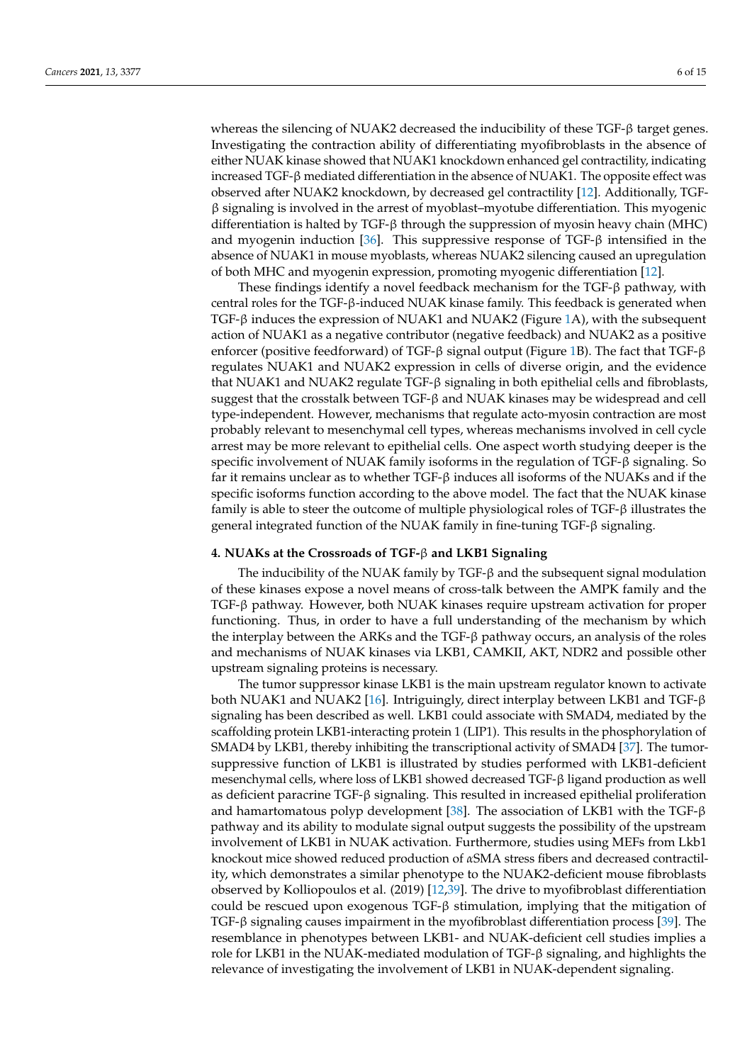whereas the silencing of NUAK2 decreased the inducibility of these TGF-β target genes. Investigating the contraction ability of differentiating myofibroblasts in the absence of either NUAK kinase showed that NUAK1 knockdown enhanced gel contractility, indicating increased TGF-β mediated differentiation in the absence of NUAK1. The opposite effect was observed after NUAK2 knockdown, by decreased gel contractility [12]. Additionally, TGF-β signaling is involved in the arrest of myoblast–myotube differentiation. This myogenic differentiation is halted by TGF-β through the suppression of myosin heavy chain (MHC) and myogenin induction [36]. This suppressive response of TGF-β intensified in the absence of NUAK1 in mouse myoblasts, whereas NUAK2 silencing caused an upregulation of both MHC and myogenin expression, promoting myogenic differentiation [12].

These findings identify a novel feedback mechanism for the TGF-β pathway, with central roles for the TGF-β-induced NUAK kinase family. This feedback is generated when TGF-β induces the expression of NUAK1 and NUAK2 (Figure 1A), with the subsequent action of NUAK1 as a negative contributor (negative feedback) and NUAK2 as a positive enforcer (positive feedforward) of TGF-β signal output (Figure 1B). The fact that TGF-β regulates NUAK1 and NUAK2 expression in cells of diverse origin, and the evidence that NUAK1 and NUAK2 regulate TGF-β signaling in both epithelial cells and fibroblasts, suggest that the crosstalk between TGF-β and NUAK kinases may be widespread and cell type-independent. However, mechanisms that regulate acto-myosin contraction are most probably relevant to mesenchymal cell types, whereas mechanisms involved in cell cycle arrest may be more relevant to epithelial cells. One aspect worth studying deeper is the specific involvement of NUAK family isoforms in the regulation of TGF-β signaling. So far it remains unclear as to whether TGF-β induces all isoforms of the NUAKs and if the specific isoforms function according to the above model. The fact that the NUAK kinase family is able to steer the outcome of multiple physiological roles of TGF-β illustrates the general integrated function of the NUAK family in fine-tuning TGF-β signaling.

## 4. NUAKs at the Crossroads of TGF-β and LKB1 Signaling

The inducibility of the NUAK family by TGF-β and the subsequent signal modulation of these kinases expose a novel means of cross-talk between the AMPK family and the TGF-β pathway. However, both NUAK kinases require upstream activation for proper functioning. Thus, in order to have a full understanding of the mechanism by which the interplay between the ARKs and the TGF-β pathway occurs, an analysis of the roles and mechanisms of NUAK kinases via LKB1, CAMKII, AKT, NDR2 and possible other upstream signaling proteins is necessary.

The tumor suppressor kinase LKB1 is the main upstream regulator known to activate both NUAK1 and NUAK2 [16]. Intriguingly, direct interplay between LKB1 and TGF-β signaling has been described as well. LKB1 could associate with SMAD4, mediated by the scaffolding protein LKB1-interacting protein 1 (LIP1). This results in the phosphorylation of SMAD4 by LKB1, thereby inhibiting the transcriptional activity of SMAD4 [37]. The tumor-suppressive function of LKB1 is illustrated by studies performed with LKB1-deficient mesenchymal cells, where loss of LKB1 showed decreased TGF-β ligand production as well as deficient paracrine TGF-β signaling. This resulted in increased epithelial proliferation and hamartomatous polyp development [38]. The association of LKB1 with the TGF-β pathway and its ability to modulate signal output suggests the possibility of the upstream involvement of LKB1 in NUAK activation. Furthermore, studies using MEFs from Lkb1 knockout mice showed reduced production of αSMA stress fibers and decreased contractility, which demonstrates a similar phenotype to the NUAK2-deficient mouse fibroblasts observed by Kolliopoulos et al. (2019) [12,39]. The drive to myofibroblast differentiation could be rescued upon exogenous TGF-β stimulation, implying that the mitigation of TGF-β signaling causes impairment in the myofibroblast differentiation process [39]. The resemblance in phenotypes between LKB1- and NUAK-deficient cell studies implies a role for LKB1 in the NUAK-mediated modulation of TGF-β signaling, and highlights the relevance of investigating the involvement of LKB1 in NUAK-dependent signaling.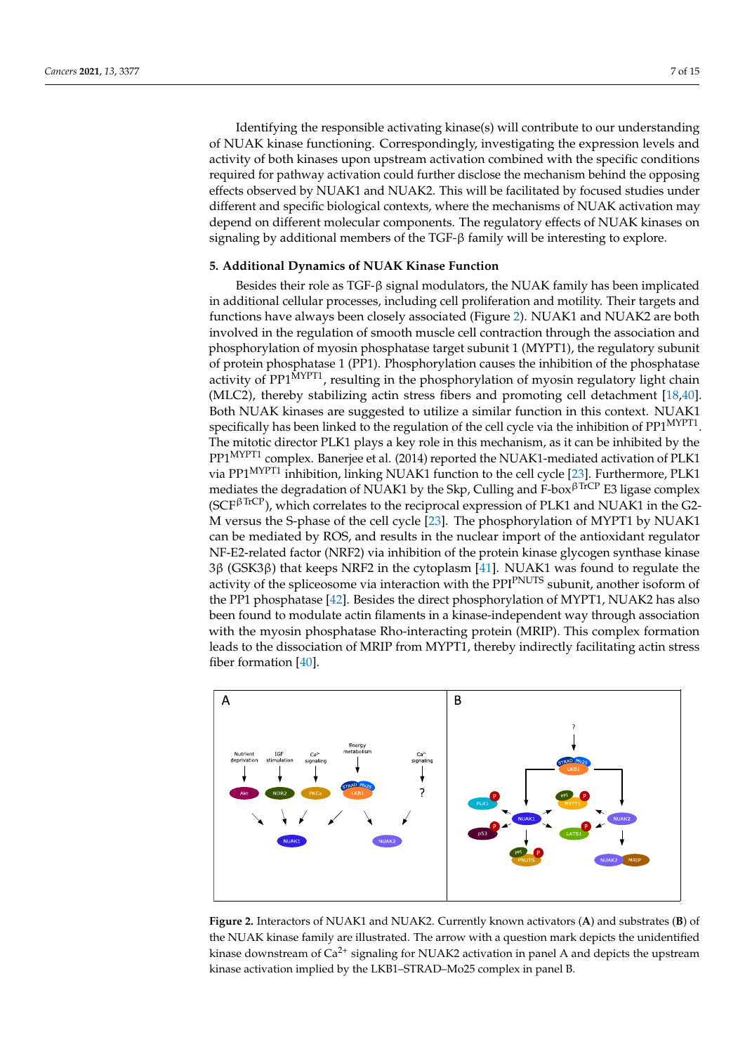Identifying the responsible activating kinase(s) will contribute to our understanding of NUAK kinase functioning. Correspondingly, investigating the expression levels and activity of both kinases upon upstream activation combined with the specific conditions required for pathway activation could further disclose the mechanism behind the opposing effects observed by NUAK1 and NUAK2. This will be facilitated by focused studies under different and specific biological contexts, where the mechanisms of NUAK activation may depend on different molecular components. The regulatory effects of NUAK kinases on signaling by additional members of the TGF-β family will be interesting to explore.

## 5. Additional Dynamics of NUAK Kinase Function

Besides their role as TGF-β signal modulators, the NUAK family has been implicated in additional cellular processes, including cell proliferation and motility. Their targets and functions have always been closely associated (Figure 2). NUAK1 and NUAK2 are both involved in the regulation of smooth muscle cell contraction through the association and phosphorylation of myosin phosphatase target subunit 1 (MYPT1), the regulatory subunit of protein phosphatase 1 (PP1). Phosphorylation causes the inhibition of the phosphatase activity of $PP1^{MYPT1}$, resulting in the phosphorylation of myosin regulatory light chain (MLC2), thereby stabilizing actin stress fibers and promoting cell detachment [18,40]. Both NUAK kinases are suggested to utilize a similar function in this context. NUAK1 specifically has been linked to the regulation of the cell cycle via the inhibition of $PP1^{MYPT1}$. The mitotic director PLK1 plays a key role in this mechanism, as it can be inhibited by the $PP1^{MYPT1}$ complex. Banerjee et al. (2014) reported the NUAK1-mediated activation of PLK1 via $PP1^{MYPT1}$ inhibition, linking NUAK1 function to the cell cycle [23]. Furthermore, PLK1 mediates the degradation of NUAK1 by the Skp, Culling and $F\text{-}box^{\beta TrCP}$ E3 ligase complex ($SCF^{\beta TrCP}$), which correlates to the reciprocal expression of PLK1 and NUAK1 in the G2-M versus the S-phase of the cell cycle [23]. The phosphorylation of MYPT1 by NUAK1 can be mediated by ROS, and results in the nuclear import of the antioxidant regulator NF-E2-related factor (NRF2) via inhibition of the protein kinase glycogen synthase kinase 3β (GSK3β) that keeps NRF2 in the cytoplasm [41]. NUAK1 was found to regulate the activity of the spliceosome via interaction with the $PPI^{PNUTS}$ subunit, another isoform of the PP1 phosphatase [42]. Besides the direct phosphorylation of MYPT1, NUAK2 has also been found to modulate actin filaments in a kinase-independent way through association with the myosin phosphatase Rho-interacting protein (MRIP). This complex formation leads to the dissociation of MRIP from MYPT1, thereby indirectly facilitating actin stress fiber formation [40].

**Figure 2.** Interactors of NUAK1 and NUAK2. Currently known activators (**A**) and substrates (**B**) of the NUAK kinase family are illustrated. The arrow with a question mark depicts the unidentified kinase downstream of $Ca^{2+}$ signaling for NUAK2 activation in panel A and depicts the upstream kinase activation implied by the LKB1–STRAD–Mo25 complex in panel B.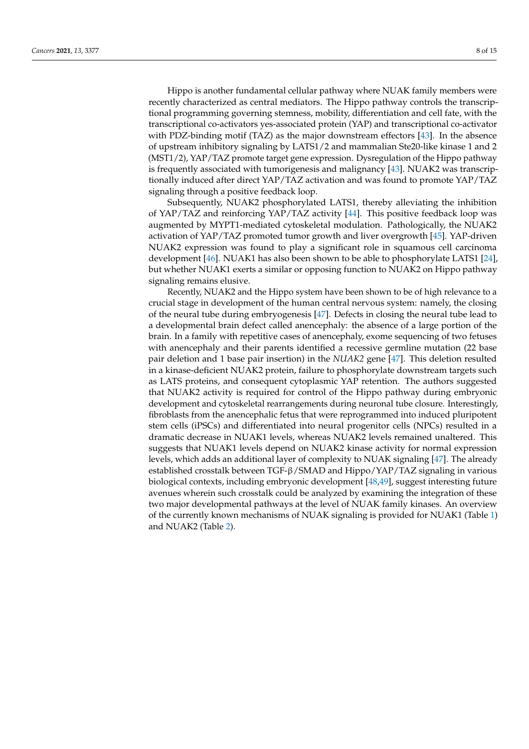Hippo is another fundamental cellular pathway where NUAK family members were recently characterized as central mediators. The Hippo pathway controls the transcriptional programming governing stemness, mobility, differentiation and cell fate, with the transcriptional co-activators yes-associated protein (YAP) and transcriptional co-activator with PDZ-binding motif (TAZ) as the major downstream effectors [43]. In the absence of upstream inhibitory signaling by LATS1/2 and mammalian Ste20-like kinase 1 and 2 (MST1/2), YAP/TAZ promote target gene expression. Dysregulation of the Hippo pathway is frequently associated with tumorigenesis and malignancy [43]. NUAK2 was transcriptionally induced after direct YAP/TAZ activation and was found to promote YAP/TAZ signaling through a positive feedback loop.

Subsequently, NUAK2 phosphorylated LATS1, thereby alleviating the inhibition of YAP/TAZ and reinforcing YAP/TAZ activity [44]. This positive feedback loop was augmented by MYPT1-mediated cytoskeletal modulation. Pathologically, the NUAK2 activation of YAP/TAZ promoted tumor growth and liver overgrowth [45]. YAP-driven NUAK2 expression was found to play a significant role in squamous cell carcinoma development [46]. NUAK1 has also been shown to be able to phosphorylate LATS1 [24], but whether NUAK1 exerts a similar or opposing function to NUAK2 on Hippo pathway signaling remains elusive.

Recently, NUAK2 and the Hippo system have been shown to be of high relevance to a crucial stage in development of the human central nervous system: namely, the closing of the neural tube during embryogenesis [47]. Defects in closing the neural tube lead to a developmental brain defect called anencephaly: the absence of a large portion of the brain. In a family with repetitive cases of anencephaly, exome sequencing of two fetuses with anencephaly and their parents identified a recessive germline mutation (22 base pair deletion and 1 base pair insertion) in the *NUAK2* gene [47]. This deletion resulted in a kinase-deficient NUAK2 protein, failure to phosphorylate downstream targets such as LATS proteins, and consequent cytoplasmic YAP retention. The authors suggested that NUAK2 activity is required for control of the Hippo pathway during embryonic development and cytoskeletal rearrangements during neuronal tube closure. Interestingly, fibroblasts from the anencephalic fetus that were reprogrammed into induced pluripotent stem cells (iPSCs) and differentiated into neural progenitor cells (NPCs) resulted in a dramatic decrease in NUAK1 levels, whereas NUAK2 levels remained unaltered. This suggests that NUAK1 levels depend on NUAK2 kinase activity for normal expression levels, which adds an additional layer of complexity to NUAK signaling [47]. The already established crosstalk between TGF-β/SMAD and Hippo/YAP/TAZ signaling in various biological contexts, including embryonic development [48,49], suggest interesting future avenues wherein such crosstalk could be analyzed by examining the integration of these two major developmental pathways at the level of NUAK family kinases. An overview of the currently known mechanisms of NUAK signaling is provided for NUAK1 (Table 1) and NUAK2 (Table 2).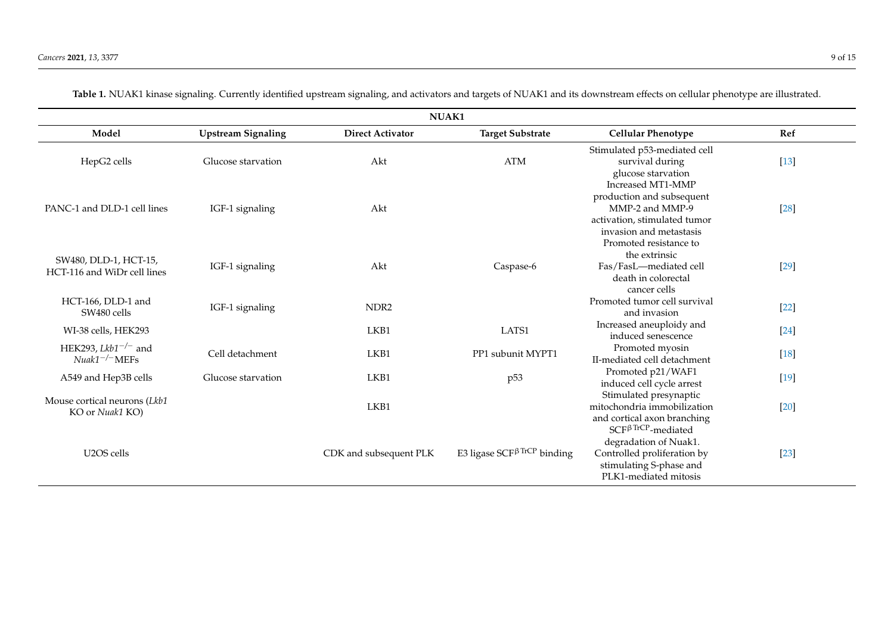**Table 1.** NUAK1 kinase signaling. Currently identified upstream signaling, and activators and targets of NUAK1 and its downstream effects on cellular phenotype are illustrated.

| NUAK1 | | | | | |
|---|---|---|---|---|---|
| **Model** | **Upstream Signaling** | **Direct Activator** | **Target Substrate** | **Cellular Phenotype** | **Ref** |
| HepG2 cells | Glucose starvation | Akt | ATM | Stimulated p53-mediated cell survival during glucose starvation | [13] |
| PANC-1 and DLD-1 cell lines | IGF-1 signaling | Akt | | Increased MT1-MMP production and subsequent MMP-2 and MMP-9 activation, stimulated tumor invasion and metastasis | [28] |
| SW480, DLD-1, HCT-15, HCT-116 and WiDr cell lines | IGF-1 signaling | Akt | Caspase-6 | Promoted resistance to the extrinsic Fas/FasL—mediated cell death in colorectal cancer cells | [29] |
| HCT-166, DLD-1 and SW480 cells | IGF-1 signaling | NDR2 | | Promoted tumor cell survival and invasion | [22] |
| WI-38 cells, HEK293 | | LKB1 | LATS1 | Increased aneuploidy and induced senescence | [24] |
| HEK293, *Lkb1*$^{-/-}$ and *Nuak1*$^{-/-}$ MEFs | Cell detachment | LKB1 | PP1 subunit MYPT1 | Promoted myosin II-mediated cell detachment | [18] |
| A549 and Hep3B cells | Glucose starvation | LKB1 | p53 | Promoted p21/WAF1 induced cell cycle arrest | [19] |
| Mouse cortical neurons (*Lkb1* KO or *Nuak1* KO) | | LKB1 | | Stimulated presynaptic mitochondria immobilization and cortical axon branching | [20] |
| U2OS cells | | CDK and subsequent PLK | E3 ligase SCF$^{\beta TrCP}$ binding | SCF$^{\beta TrCP}$-mediated degradation of Nuak1. Controlled proliferation by stimulating S-phase and PLK1-mediated mitosis | [23] |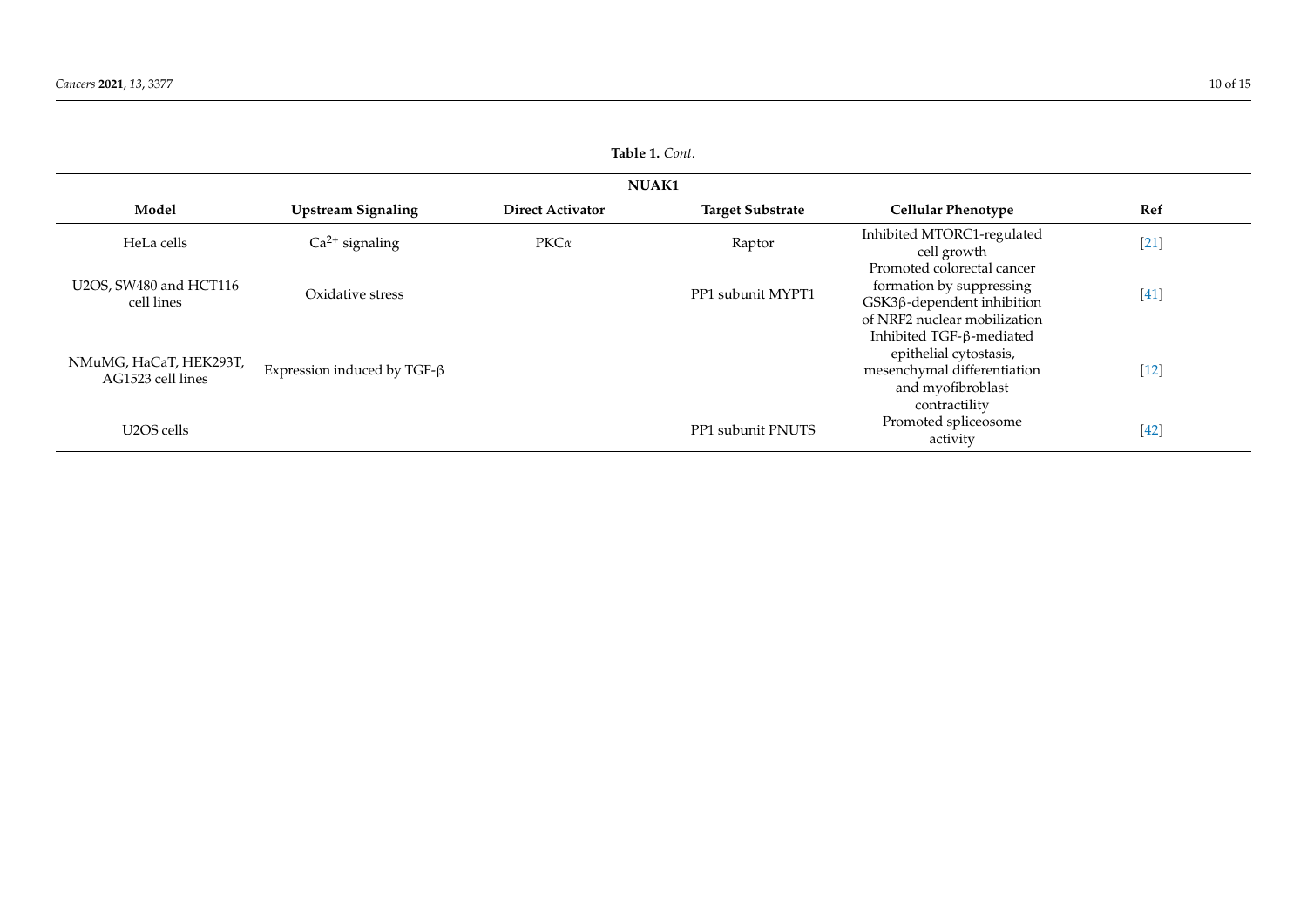**Table 1.** *Cont.*

| NUAK1 | | | | | |
|---|---|---|---|---|---|
| **Model** | **Upstream Signaling** | **Direct Activator** | **Target Substrate** | **Cellular Phenotype** | **Ref** |
| HeLa cells | $Ca^{2+}$ signaling | PKCα | Raptor | Inhibited MTORC1-regulated cell growth | [21] |
| U2OS, SW480 and HCT116 cell lines | Oxidative stress | | PP1 subunit MYPT1 | Promoted colorectal cancer formation by suppressing GSK3β-dependent inhibition of NRF2 nuclear mobilization | [41] |
| NMuMG, HaCaT, HEK293T, AG1523 cell lines | Expression induced by TGF-β | | | Inhibited TGF-β-mediated epithelial cytostasis, mesenchymal differentiation and myofibroblast contractility | [12] |
| U2OS cells | | | PP1 subunit PNUTS | Promoted spliceosome activity | [42] |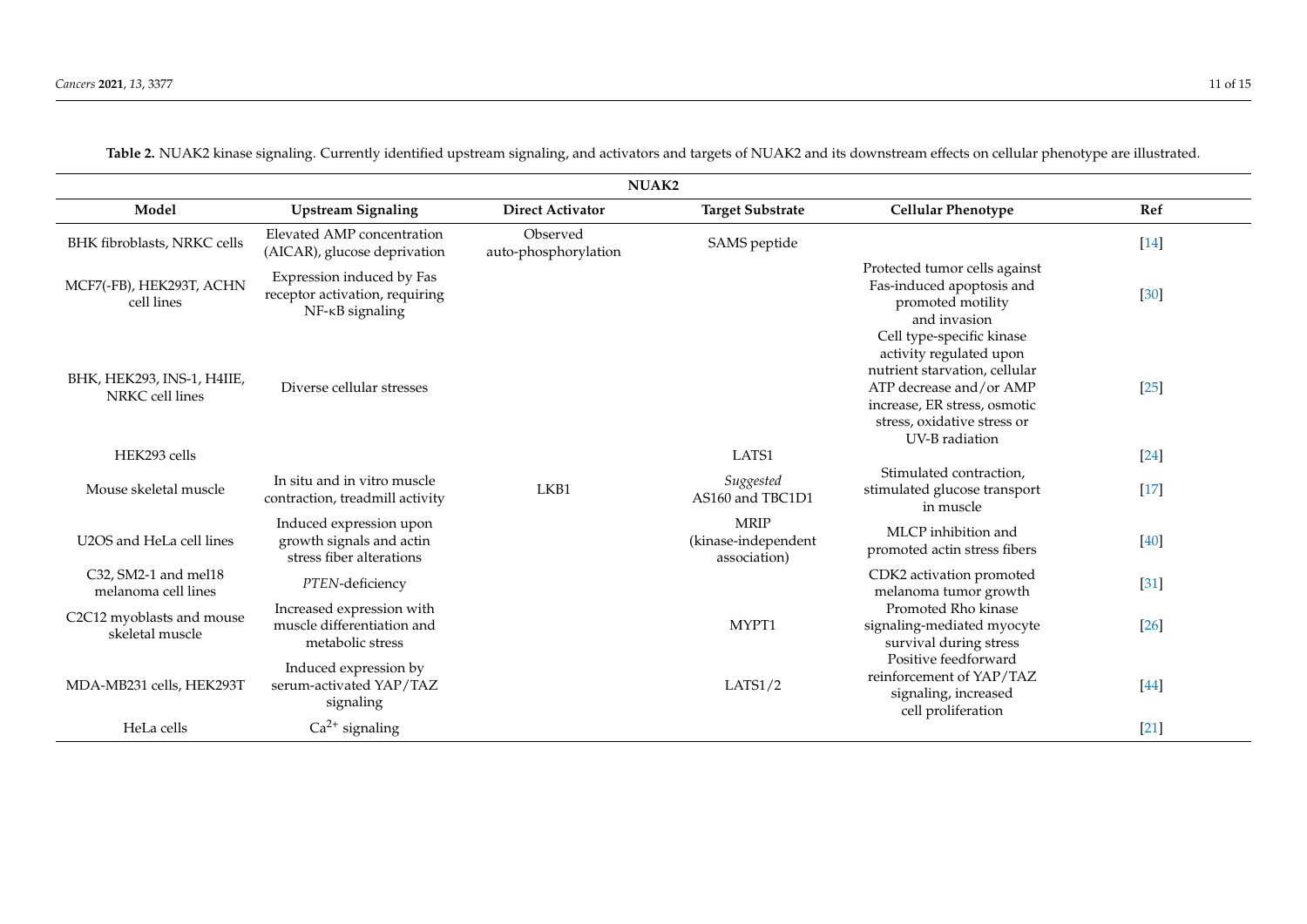**Table 2.** NUAK2 kinase signaling. Currently identified upstream signaling, and activators and targets of NUAK2 and its downstream effects on cellular phenotype are illustrated.

| NUAK2 | | | | | |
|---|---|---|---|---|---|
| **Model** | **Upstream Signaling** | **Direct Activator** | **Target Substrate** | **Cellular Phenotype** | **Ref** |
| BHK fibroblasts, NRKC cells | Elevated AMP concentration (AICAR), glucose deprivation | Observed auto-phosphorylation | SAMS peptide | | [14] |
| MCF7(-FB), HEK293T, ACHN cell lines | Expression induced by Fas receptor activation, requiring NF-κB signaling | | | Protected tumor cells against Fas-induced apoptosis and promoted motility and invasion | [30] |
| BHK, HEK293, INS-1, H4IIE, NRKC cell lines | Diverse cellular stresses | | | Cell type-specific kinase activity regulated upon nutrient starvation, cellular ATP decrease and/or AMP increase, ER stress, osmotic stress, oxidative stress or UV-B radiation | [25] |
| HEK293 cells | | | LATS1 | | [24] |
| Mouse skeletal muscle | In situ and in vitro muscle contraction, treadmill activity | LKB1 | *Suggested* AS160 and TBC1D1 | Stimulated contraction, stimulated glucose transport in muscle | [17] |
| U2OS and HeLa cell lines | Induced expression upon growth signals and actin stress fiber alterations | | MRIP (kinase-independent association) | MLCP inhibition and promoted actin stress fibers | [40] |
| C32, SM2-1 and mel18 melanoma cell lines | *PTEN*-deficiency | | | CDK2 activation promoted melanoma tumor growth | [31] |
| C2C12 myoblasts and mouse skeletal muscle | Increased expression with muscle differentiation and metabolic stress | | MYPT1 | Promoted Rho kinase signaling-mediated myocyte survival during stress | [26] |
| MDA-MB231 cells, HEK293T | Induced expression by serum-activated YAP/TAZ signaling | | LATS1/2 | Positive feedforward reinforcement of YAP/TAZ signaling, increased cell proliferation | [44] |
| HeLa cells | $Ca^{2+}$ signaling | | | | [21] |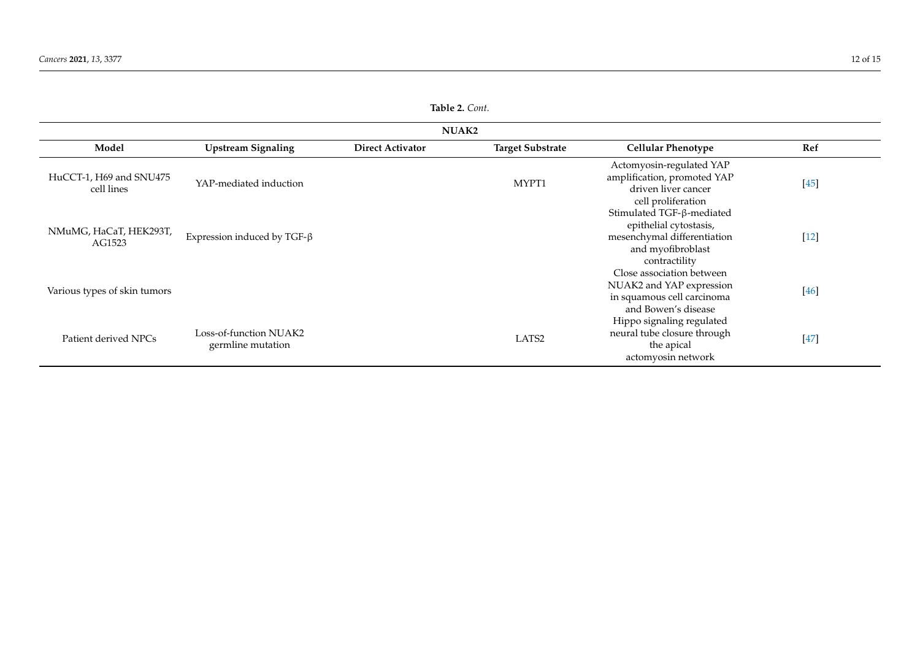**Table 2.** *Cont.*

| NUAK2 | | | | | |
|---|---|---|---|---|---|
| **Model** | **Upstream Signaling** | **Direct Activator** | **Target Substrate** | **Cellular Phenotype** | **Ref** |
| HuCCT-1, H69 and SNU475 cell lines | YAP-mediated induction | | MYPT1 | Actomyosin-regulated YAP amplification, promoted YAP driven liver cancer cell proliferation | [45] |
| NMuMG, HaCaT, HEK293T, AG1523 | Expression induced by TGF-β | | | Stimulated TGF-β-mediated epithelial cytostasis, mesenchymal differentiation and myofibroblast contractility | [12] |
| Various types of skin tumors | | | | Close association between NUAK2 and YAP expression in squamous cell carcinoma and Bowen's disease | [46] |
| Patient derived NPCs | Loss-of-function NUAK2 germline mutation | | LATS2 | Hippo signaling regulated neural tube closure through the apical actomyosin network | [47] |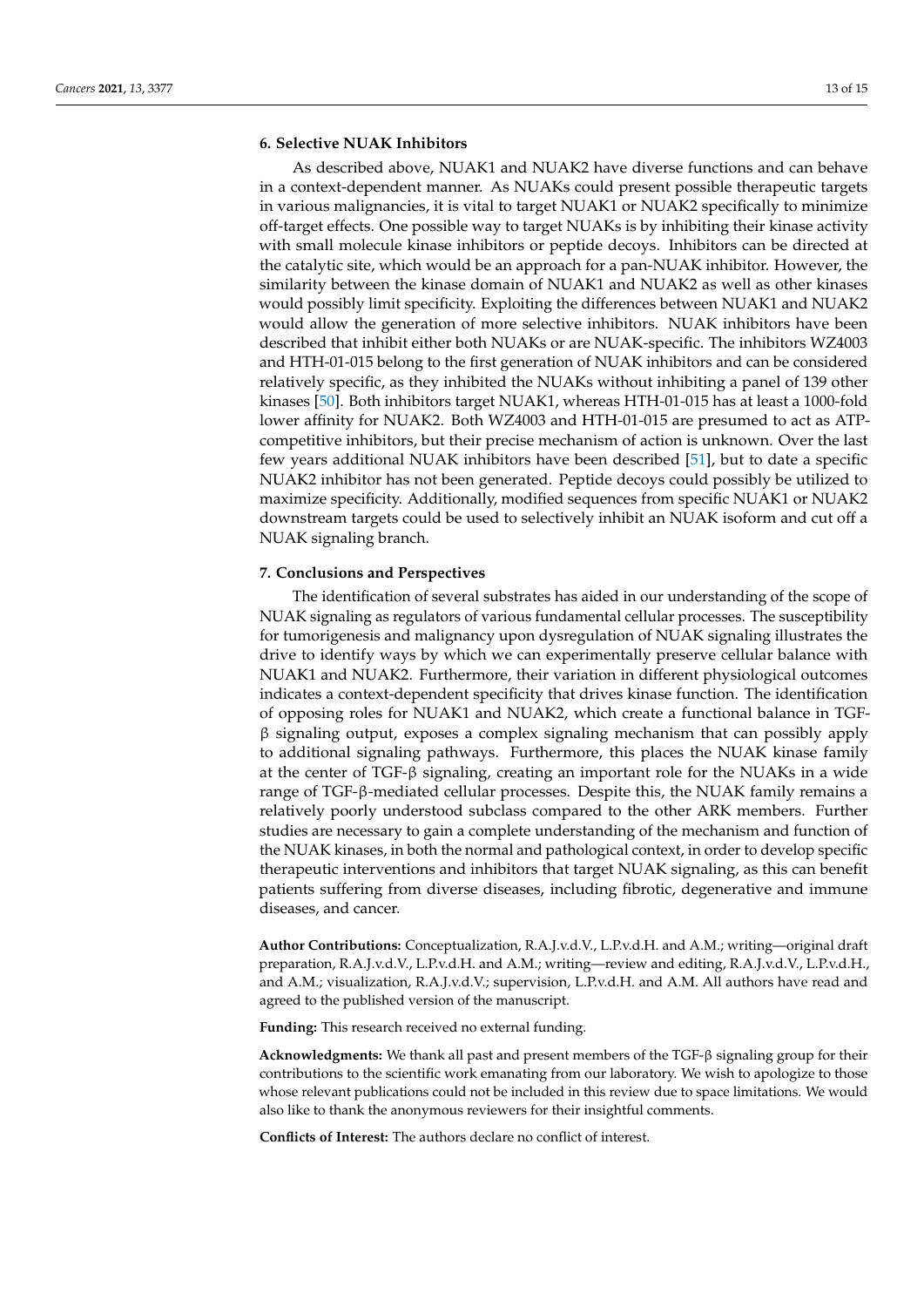## 6. Selective NUAK Inhibitors

As described above, NUAK1 and NUAK2 have diverse functions and can behave in a context-dependent manner. As NUAKs could present possible therapeutic targets in various malignancies, it is vital to target NUAK1 or NUAK2 specifically to minimize off-target effects. One possible way to target NUAKs is by inhibiting their kinase activity with small molecule kinase inhibitors or peptide decoys. Inhibitors can be directed at the catalytic site, which would be an approach for a pan-NUAK inhibitor. However, the similarity between the kinase domain of NUAK1 and NUAK2 as well as other kinases would possibly limit specificity. Exploiting the differences between NUAK1 and NUAK2 would allow the generation of more selective inhibitors. NUAK inhibitors have been described that inhibit either both NUAKs or are NUAK-specific. The inhibitors WZ4003 and HTH-01-015 belong to the first generation of NUAK inhibitors and can be considered relatively specific, as they inhibited the NUAKs without inhibiting a panel of 139 other kinases [50]. Both inhibitors target NUAK1, whereas HTH-01-015 has at least a 1000-fold lower affinity for NUAK2. Both WZ4003 and HTH-01-015 are presumed to act as ATP-competitive inhibitors, but their precise mechanism of action is unknown. Over the last few years additional NUAK inhibitors have been described [51], but to date a specific NUAK2 inhibitor has not been generated. Peptide decoys could possibly be utilized to maximize specificity. Additionally, modified sequences from specific NUAK1 or NUAK2 downstream targets could be used to selectively inhibit an NUAK isoform and cut off a NUAK signaling branch.

## 7. Conclusions and Perspectives

The identification of several substrates has aided in our understanding of the scope of NUAK signaling as regulators of various fundamental cellular processes. The susceptibility for tumorigenesis and malignancy upon dysregulation of NUAK signaling illustrates the drive to identify ways by which we can experimentally preserve cellular balance with NUAK1 and NUAK2. Furthermore, their variation in different physiological outcomes indicates a context-dependent specificity that drives kinase function. The identification of opposing roles for NUAK1 and NUAK2, which create a functional balance in TGF-β signaling output, exposes a complex signaling mechanism that can possibly apply to additional signaling pathways. Furthermore, this places the NUAK kinase family at the center of TGF-β signaling, creating an important role for the NUAKs in a wide range of TGF-β-mediated cellular processes. Despite this, the NUAK family remains a relatively poorly understood subclass compared to the other ARK members. Further studies are necessary to gain a complete understanding of the mechanism and function of the NUAK kinases, in both the normal and pathological context, in order to develop specific therapeutic interventions and inhibitors that target NUAK signaling, as this can benefit patients suffering from diverse diseases, including fibrotic, degenerative and immune diseases, and cancer.

**Author Contributions:** Conceptualization, R.A.J.v.d.V., L.P.v.d.H. and A.M.; writing—original draft preparation, R.A.J.v.d.V., L.P.v.d.H. and A.M.; writing—review and editing, R.A.J.v.d.V., L.P.v.d.H., and A.M.; visualization, R.A.J.v.d.V.; supervision, L.P.v.d.H. and A.M. All authors have read and agreed to the published version of the manuscript.

**Funding:** This research received no external funding.

**Acknowledgments:** We thank all past and present members of the TGF-β signaling group for their contributions to the scientific work emanating from our laboratory. We wish to apologize to those whose relevant publications could not be included in this review due to space limitations. We would also like to thank the anonymous reviewers for their insightful comments.

**Conflicts of Interest:** The authors declare no conflict of interest.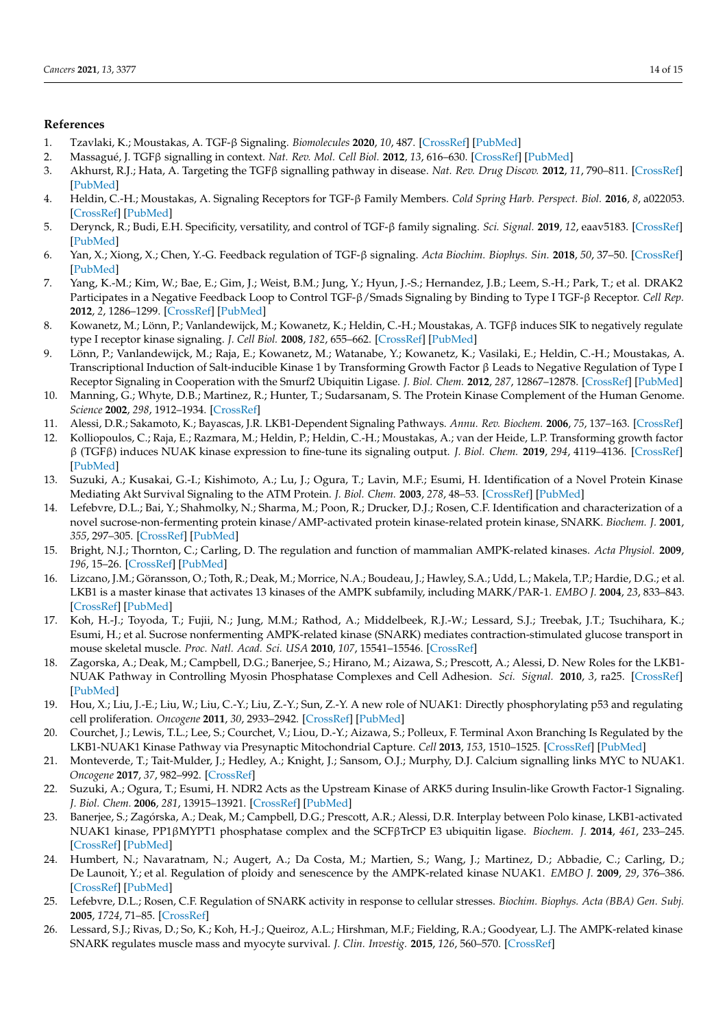## References

1. Tzavlaki, K.; Moustakas, A. TGF-β Signaling. *Biomolecules* **2020**, *10*, 487. [CrossRef] [PubMed]
2. Massagué, J. TGFβ signalling in context. *Nat. Rev. Mol. Cell Biol.* **2012**, *13*, 616–630. [CrossRef] [PubMed]
3. Akhurst, R.J.; Hata, A. Targeting the TGFβ signalling pathway in disease. *Nat. Rev. Drug Discov.* **2012**, *11*, 790–811. [CrossRef] [PubMed]
4. Heldin, C.-H.; Moustakas, A. Signaling Receptors for TGF-β Family Members. *Cold Spring Harb. Perspect. Biol.* **2016**, *8*, a022053. [CrossRef] [PubMed]
5. Derynck, R.; Budi, E.H. Specificity, versatility, and control of TGF-β family signaling. *Sci. Signal.* **2019**, *12*, eaav5183. [CrossRef] [PubMed]
6. Yan, X.; Xiong, X.; Chen, Y.-G. Feedback regulation of TGF-β signaling. *Acta Biochim. Biophys. Sin.* **2018**, *50*, 37–50. [CrossRef] [PubMed]
7. Yang, K.-M.; Kim, W.; Bae, E.; Gim, J.; Weist, B.M.; Jung, Y.; Hyun, J.-S.; Hernandez, J.B.; Leem, S.-H.; Park, T.; et al. DRAK2 Participates in a Negative Feedback Loop to Control TGF-β/Smads Signaling by Binding to Type I TGF-β Receptor. *Cell Rep.* **2012**, *2*, 1286–1299. [CrossRef] [PubMed]
8. Kowanetz, M.; Lönn, P.; Vanlandewijck, M.; Kowanetz, K.; Heldin, C.-H.; Moustakas, A. TGFβ induces SIK to negatively regulate type I receptor kinase signaling. *J. Cell Biol.* **2008**, *182*, 655–662. [CrossRef] [PubMed]
9. Lönn, P.; Vanlandewijck, M.; Raja, E.; Kowanetz, M.; Watanabe, Y.; Kowanetz, K.; Vasilaki, E.; Heldin, C.-H.; Moustakas, A. Transcriptional Induction of Salt-inducible Kinase 1 by Transforming Growth Factor β Leads to Negative Regulation of Type I Receptor Signaling in Cooperation with the Smurf2 Ubiquitin Ligase. *J. Biol. Chem.* **2012**, *287*, 12867–12878. [CrossRef] [PubMed]
10. Manning, G.; Whyte, D.B.; Martinez, R.; Hunter, T.; Sudarsanam, S. The Protein Kinase Complement of the Human Genome. *Science* **2002**, *298*, 1912–1934. [CrossRef]
11. Alessi, D.R.; Sakamoto, K.; Bayascas, J.R. LKB1-Dependent Signaling Pathways. *Annu. Rev. Biochem.* **2006**, *75*, 137–163. [CrossRef]
12. Kolliopoulos, C.; Raja, E.; Razmara, M.; Heldin, P.; Heldin, C.-H.; Moustakas, A.; van der Heide, L.P. Transforming growth factor β (TGFβ) induces NUAK kinase expression to fine-tune its signaling output. *J. Biol. Chem.* **2019**, *294*, 4119–4136. [CrossRef] [PubMed]
13. Suzuki, A.; Kusakai, G.-I.; Kishimoto, A.; Lu, J.; Ogura, T.; Lavin, M.F.; Esumi, H. Identification of a Novel Protein Kinase Mediating Akt Survival Signaling to the ATM Protein. *J. Biol. Chem.* **2003**, *278*, 48–53. [CrossRef] [PubMed]
14. Lefebvre, D.L.; Bai, Y.; Shahmolky, N.; Sharma, M.; Poon, R.; Drucker, D.J.; Rosen, C.F. Identification and characterization of a novel sucrose-non-fermenting protein kinase/AMP-activated protein kinase-related protein kinase, SNARK. *Biochem. J.* **2001**, *355*, 297–305. [CrossRef] [PubMed]
15. Bright, N.J.; Thornton, C.; Carling, D. The regulation and function of mammalian AMPK-related kinases. *Acta Physiol.* **2009**, *196*, 15–26. [CrossRef] [PubMed]
16. Lizcano, J.M.; Göransson, O.; Toth, R.; Deak, M.; Morrice, N.A.; Boudeau, J.; Hawley, S.A.; Udd, L.; Makela, T.P.; Hardie, D.G.; et al. LKB1 is a master kinase that activates 13 kinases of the AMPK subfamily, including MARK/PAR-1. *EMBO J.* **2004**, *23*, 833–843. [CrossRef] [PubMed]
17. Koh, H.-J.; Toyoda, T.; Fujii, N.; Jung, M.M.; Rathod, A.; Middelbeek, R.J.-W.; Lessard, S.J.; Treebak, J.T.; Tsuchihara, K.; Esumi, H.; et al. Sucrose nonfermenting AMPK-related kinase (SNARK) mediates contraction-stimulated glucose transport in mouse skeletal muscle. *Proc. Natl. Acad. Sci. USA* **2010**, *107*, 15541–15546. [CrossRef]
18. Zagorska, A.; Deak, M.; Campbell, D.G.; Banerjee, S.; Hirano, M.; Aizawa, S.; Prescott, A.; Alessi, D. New Roles for the LKB1-NUAK Pathway in Controlling Myosin Phosphatase Complexes and Cell Adhesion. *Sci. Signal.* **2010**, *3*, ra25. [CrossRef] [PubMed]
19. Hou, X.; Liu, J.-E.; Liu, W.; Liu, C.-Y.; Liu, Z.-Y.; Sun, Z.-Y. A new role of NUAK1: Directly phosphorylating p53 and regulating cell proliferation. *Oncogene* **2011**, *30*, 2933–2942. [CrossRef] [PubMed]
20. Courchet, J.; Lewis, T.L.; Lee, S.; Courchet, V.; Liou, D.-Y.; Aizawa, S.; Polleux, F. Terminal Axon Branching Is Regulated by the LKB1-NUAK1 Kinase Pathway via Presynaptic Mitochondrial Capture. *Cell* **2013**, *153*, 1510–1525. [CrossRef] [PubMed]
21. Monteverde, T.; Tait-Mulder, J.; Hedley, A.; Knight, J.; Sansom, O.J.; Murphy, D.J. Calcium signalling links MYC to NUAK1. *Oncogene* **2017**, *37*, 982–992. [CrossRef]
22. Suzuki, A.; Ogura, T.; Esumi, H. NDR2 Acts as the Upstream Kinase of ARK5 during Insulin-like Growth Factor-1 Signaling. *J. Biol. Chem.* **2006**, *281*, 13915–13921. [CrossRef] [PubMed]
23. Banerjee, S.; Zagórska, A.; Deak, M.; Campbell, D.G.; Prescott, A.R.; Alessi, D.R. Interplay between Polo kinase, LKB1-activated NUAK1 kinase, PP1βMYPT1 phosphatase complex and the SCFβTrCP E3 ubiquitin ligase. *Biochem. J.* **2014**, *461*, 233–245. [CrossRef] [PubMed]
24. Humbert, N.; Navaratnam, N.; Augert, A.; Da Costa, M.; Martien, S.; Wang, J.; Martinez, D.; Abbadie, C.; Carling, D.; De Launoit, Y.; et al. Regulation of ploidy and senescence by the AMPK-related kinase NUAK1. *EMBO J.* **2009**, *29*, 376–386. [CrossRef] [PubMed]
25. Lefebvre, D.L.; Rosen, C.F. Regulation of SNARK activity in response to cellular stresses. *Biochim. Biophys. Acta (BBA) Gen. Subj.* **2005**, *1724*, 71–85. [CrossRef]
26. Lessard, S.J.; Rivas, D.; So, K.; Koh, H.-J.; Queiroz, A.L.; Hirshman, M.F.; Fielding, R.A.; Goodyear, L.J. The AMPK-related kinase SNARK regulates muscle mass and myocyte survival. *J. Clin. Investig.* **2015**, *126*, 560–570. [CrossRef]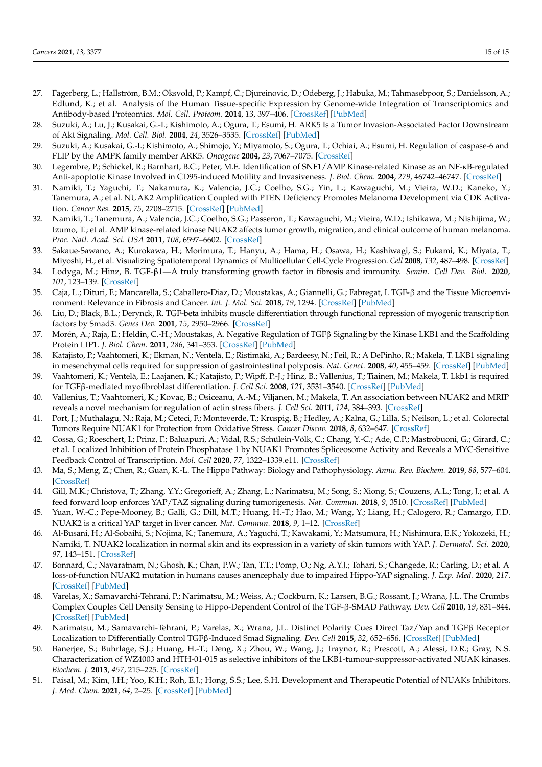27. Fagerberg, L.; Hallström, B.M.; Oksvold, P.; Kampf, C.; Djureinovic, D.; Odeberg, J.; Habuka, M.; Tahmasebpoor, S.; Danielsson, A.; Edlund, K.; et al. Analysis of the Human Tissue-specific Expression by Genome-wide Integration of Transcriptomics and Antibody-based Proteomics. *Mol. Cell. Proteom.* **2014**, *13*, 397–406. [CrossRef] [PubMed]
28. Suzuki, A.; Lu, J.; Kusakai, G.-I.; Kishimoto, A.; Ogura, T.; Esumi, H. ARK5 Is a Tumor Invasion-Associated Factor Downstream of Akt Signaling. *Mol. Cell. Biol.* **2004**, *24*, 3526–3535. [CrossRef] [PubMed]
29. Suzuki, A.; Kusakai, G.-I.; Kishimoto, A.; Shimojo, Y.; Miyamoto, S.; Ogura, T.; Ochiai, A.; Esumi, H. Regulation of caspase-6 and FLIP by the AMPK family member ARK5. *Oncogene* **2004**, *23*, 7067–7075. [CrossRef]
30. Legembre, P.; Schickel, R.; Barnhart, B.C.; Peter, M.E. Identification of SNF1/AMP Kinase-related Kinase as an NF-κB-regulated Anti-apoptotic Kinase Involved in CD95-induced Motility and Invasiveness. *J. Biol. Chem.* **2004**, *279*, 46742–46747. [CrossRef]
31. Namiki, T.; Yaguchi, T.; Nakamura, K.; Valencia, J.C.; Coelho, S.G.; Yin, L.; Kawaguchi, M.; Vieira, W.D.; Kaneko, Y.; Tanemura, A.; et al. NUAK2 Amplification Coupled with PTEN Deficiency Promotes Melanoma Development via CDK Activation. *Cancer Res.* **2015**, *75*, 2708–2715. [CrossRef] [PubMed]
32. Namiki, T.; Tanemura, A.; Valencia, J.C.; Coelho, S.G.; Passeron, T.; Kawaguchi, M.; Vieira, W.D.; Ishikawa, M.; Nishijima, W.; Izumo, T.; et al. AMP kinase-related kinase NUAK2 affects tumor growth, migration, and clinical outcome of human melanoma. *Proc. Natl. Acad. Sci. USA* **2011**, *108*, 6597–6602. [CrossRef]
33. Sakaue-Sawano, A.; Kurokawa, H.; Morimura, T.; Hanyu, A.; Hama, H.; Osawa, H.; Kashiwagi, S.; Fukami, K.; Miyata, T.; Miyoshi, H.; et al. Visualizing Spatiotemporal Dynamics of Multicellular Cell-Cycle Progression. *Cell* **2008**, *132*, 487–498. [CrossRef]
34. Lodyga, M.; Hinz, B. TGF-β1—A truly transforming growth factor in fibrosis and immunity. *Semin. Cell Dev. Biol.* **2020**, *101*, 123–139. [CrossRef]
35. Caja, L.; Dituri, F.; Mancarella, S.; Caballero-Diaz, D.; Moustakas, A.; Giannelli, G.; Fabregat, I. TGF-β and the Tissue Microenvironment: Relevance in Fibrosis and Cancer. *Int. J. Mol. Sci.* **2018**, *19*, 1294. [CrossRef] [PubMed]
36. Liu, D.; Black, B.L.; Derynck, R. TGF-beta inhibits muscle differentiation through functional repression of myogenic transcription factors by Smad3. *Genes Dev.* **2001**, *15*, 2950–2966. [CrossRef]
37. Morén, A.; Raja, E.; Heldin, C.-H.; Moustakas, A. Negative Regulation of TGFβ Signaling by the Kinase LKB1 and the Scaffolding Protein LIP1. *J. Biol. Chem.* **2011**, *286*, 341–353. [CrossRef] [PubMed]
38. Katajisto, P.; Vaahtomeri, K.; Ekman, N.; Ventelä, E.; Ristimäki, A.; Bardeesy, N.; Feil, R.; A DePinho, R.; Makela, T. LKB1 signaling in mesenchymal cells required for suppression of gastrointestinal polyposis. *Nat. Genet.* **2008**, *40*, 455–459. [CrossRef] [PubMed]
39. Vaahtomeri, K.; Ventelä, E.; Laajanen, K.; Katajisto, P.; Wipff, P.-J.; Hinz, B.; Vallenius, T.; Tiainen, M.; Makela, T. Lkb1 is required for TGFβ-mediated myofibroblast differentiation. *J. Cell Sci.* **2008**, *121*, 3531–3540. [CrossRef] [PubMed]
40. Vallenius, T.; Vaahtomeri, K.; Kovac, B.; Osiceanu, A.-M.; Viljanen, M.; Makela, T. An association between NUAK2 and MRIP reveals a novel mechanism for regulation of actin stress fibers. *J. Cell Sci.* **2011**, *124*, 384–393. [CrossRef]
41. Port, J.; Muthalagu, N.; Raja, M.; Ceteci, F.; Monteverde, T.; Kruspig, B.; Hedley, A.; Kalna, G.; Lilla, S.; Neilson, L.; et al. Colorectal Tumors Require NUAK1 for Protection from Oxidative Stress. *Cancer Discov.* **2018**, *8*, 632–647. [CrossRef]
42. Cossa, G.; Roeschert, I.; Prinz, F.; Baluapuri, A.; Vidal, R.S.; Schülein-Völk, C.; Chang, Y.-C.; Ade, C.P.; Mastrobuoni, G.; Girard, C.; et al. Localized Inhibition of Protein Phosphatase 1 by NUAK1 Promotes Spliceosome Activity and Reveals a MYC-Sensitive Feedback Control of Transcription. *Mol. Cell* **2020**, *77*, 1322–1339.e11. [CrossRef]
43. Ma, S.; Meng, Z.; Chen, R.; Guan, K.-L. The Hippo Pathway: Biology and Pathophysiology. *Annu. Rev. Biochem.* **2019**, *88*, 577–604. [CrossRef]
44. Gill, M.K.; Christova, T.; Zhang, Y.Y.; Gregorieff, A.; Zhang, L.; Narimatsu, M.; Song, S.; Xiong, S.; Couzens, A.L.; Tong, J.; et al. A feed forward loop enforces YAP/TAZ signaling during tumorigenesis. *Nat. Commun.* **2018**, *9*, 3510. [CrossRef] [PubMed]
45. Yuan, W.-C.; Pepe-Mooney, B.; Galli, G.; Dill, M.T.; Huang, H.-T.; Hao, M.; Wang, Y.; Liang, H.; Calogero, R.; Camargo, F.D. NUAK2 is a critical YAP target in liver cancer. *Nat. Commun.* **2018**, *9*, 1–12. [CrossRef]
46. Al-Busani, H.; Al-Sobaihi, S.; Nojima, K.; Tanemura, A.; Yaguchi, T.; Kawakami, Y.; Matsumura, H.; Nishimura, E.K.; Yokozeki, H.; Namiki, T. NUAK2 localization in normal skin and its expression in a variety of skin tumors with YAP. *J. Dermatol. Sci.* **2020**, *97*, 143–151. [CrossRef]
47. Bonnard, C.; Navaratnam, N.; Ghosh, K.; Chan, P.W.; Tan, T.T.; Pomp, O.; Ng, A.Y.J.; Tohari, S.; Changede, R.; Carling, D.; et al. A loss-of-function NUAK2 mutation in humans causes anencephaly due to impaired Hippo-YAP signaling. *J. Exp. Med.* **2020**, *217*. [CrossRef] [PubMed]
48. Varelas, X.; Samavarchi-Tehrani, P.; Narimatsu, M.; Weiss, A.; Cockburn, K.; Larsen, B.G.; Rossant, J.; Wrana, J.L. The Crumbs Complex Couples Cell Density Sensing to Hippo-Dependent Control of the TGF-β-SMAD Pathway. *Dev. Cell* **2010**, *19*, 831–844. [CrossRef] [PubMed]
49. Narimatsu, M.; Samavarchi-Tehrani, P.; Varelas, X.; Wrana, J.L. Distinct Polarity Cues Direct Taz/Yap and TGFβ Receptor Localization to Differentially Control TGFβ-Induced Smad Signaling. *Dev. Cell* **2015**, *32*, 652–656. [CrossRef] [PubMed]
50. Banerjee, S.; Buhrlage, S.J.; Huang, H.-T.; Deng, X.; Zhou, W.; Wang, J.; Traynor, R.; Prescott, A.; Alessi, D.R.; Gray, N.S. Characterization of WZ4003 and HTH-01-015 as selective inhibitors of the LKB1-tumour-suppressor-activated NUAK kinases. *Biochem. J.* **2013**, *457*, 215–225. [CrossRef]
51. Faisal, M.; Kim, J.H.; Yoo, K.H.; Roh, E.J.; Hong, S.S.; Lee, S.H. Development and Therapeutic Potential of NUAKs Inhibitors. *J. Med. Chem.* **2021**, *64*, 2–25. [CrossRef] [PubMed]